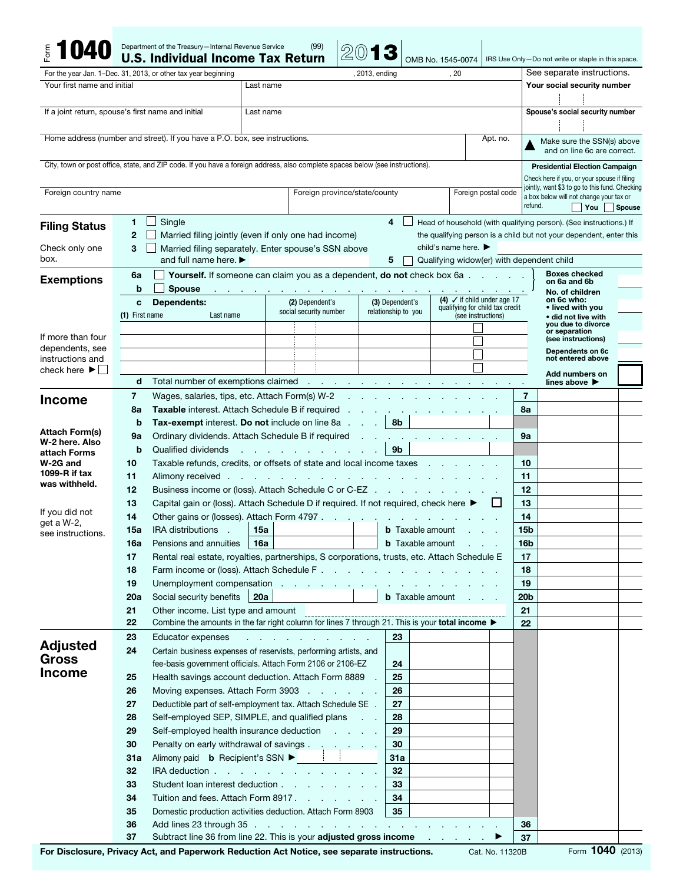Form **1040** Department of the Treasury—Internal Revenue Service (99)

# U.S. Individual Income Tax Return 2013

OMB No. 1545-0074 IRS Use Only—Do not write or staple in this space.

For the year Jan. 1–Dec. 31, 2013, or other tax year beginning , 2013, ending , 20 See separate instructions.

| Your first name and initial | Last name | Your social security number |
|---|---|---|
| If a joint return, spouse's first name and initial | Last name | Spouse's social security number |
| Home address (number and street). If you have a P.O. box, see instructions. | Apt. no. | ▲ Make sure the SSN(s) above and on line 6c are correct. |
| City, town or post office, state, and ZIP code. If you have a foreign address, also complete spaces below (see instructions). | | **Presidential Election Campaign** Check here if you, or your spouse if filing jointly, want $3 to go to this fund. Checking a box below will not change your tax or refund. ☐ You ☐ Spouse |
| Foreign country name | Foreign province/state/county | Foreign postal code |

## Filing Status

Check only one box.

1. ☐ Single
2. ☐ Married filing jointly (even if only one had income)
3. ☐ Married filing separately. Enter spouse's SSN above and full name here. ▶
4. ☐ Head of household (with qualifying person). (See instructions.) If the qualifying person is a child but not your dependent, enter this child's name here. ▶
5. ☐ Qualifying widow(er) with dependent child

## Exemptions

**6a** ☐ **Yourself.** If someone can claim you as a dependent, **do not** check box 6a . . . . . Boxes checked on 6a and 6b

**b** ☐ **Spouse** . . . . . . . . . . . . . . . . . . . No. of children on 6c who:
- • lived with you
- • did not live with you due to divorce or separation (see instructions)

Dependents on 6c not entered above

**c Dependents:**

| (1) First name Last name | (2) Dependent's social security number | (3) Dependent's relationship to you | (4) ✓ if child under age 17 qualifying for child tax credit (see instructions) |
|---|---|---|---|
| | | | ☐ |
| | | | ☐ |
| | | | ☐ |
| | | | ☐ |

If more than four dependents, see instructions and check here ▶ ☐

**d** Total number of exemptions claimed . . . . . . . . . . . . . . Add numbers on lines above ▶

## Income

Attach Form(s) W-2 here. Also attach Forms W-2G and 1099-R if tax was withheld.

If you did not get a W-2, see instructions.

| Line | Description | | |
|---|---|---|---|
| 7 | Wages, salaries, tips, etc. Attach Form(s) W-2 | | 7 |
| 8a | **Taxable** interest. Attach Schedule B if required | | 8a |
| b | **Tax-exempt** interest. **Do not** include on line 8a | 8b | |
| 9a | Ordinary dividends. Attach Schedule B if required | | 9a |
| b | Qualified dividends | 9b | |
| 10 | Taxable refunds, credits, or offsets of state and local income taxes | | 10 |
| 11 | Alimony received | | 11 |
| 12 | Business income or (loss). Attach Schedule C or C-EZ | | 12 |
| 13 | Capital gain or (loss). Attach Schedule D if required. If not required, check here ▶ ☐ | | 13 |
| 14 | Other gains or (losses). Attach Form 4797 | | 14 |
| 15a | IRA distributions | 15a | **b** Taxable amount 15b |
| 16a | Pensions and annuities | 16a | **b** Taxable amount 16b |
| 17 | Rental real estate, royalties, partnerships, S corporations, trusts, etc. Attach Schedule E | | 17 |
| 18 | Farm income or (loss). Attach Schedule F | | 18 |
| 19 | Unemployment compensation | | 19 |
| 20a | Social security benefits | 20a | **b** Taxable amount 20b |
| 21 | Other income. List type and amount | | 21 |
| 22 | Combine the amounts in the far right column for lines 7 through 21. This is your **total income** ▶ | | 22 |

## Adjusted Gross Income

| Line | Description | | |
|---|---|---|---|
| 23 | Educator expenses | 23 | |
| 24 | Certain business expenses of reservists, performing artists, and fee-basis government officials. Attach Form 2106 or 2106-EZ | 24 | |
| 25 | Health savings account deduction. Attach Form 8889 | 25 | |
| 26 | Moving expenses. Attach Form 3903 | 26 | |
| 27 | Deductible part of self-employment tax. Attach Schedule SE | 27 | |
| 28 | Self-employed SEP, SIMPLE, and qualified plans | 28 | |
| 29 | Self-employed health insurance deduction | 29 | |
| 30 | Penalty on early withdrawal of savings | 30 | |
| 31a | Alimony paid **b** Recipient's SSN ▶ | 31a | |
| 32 | IRA deduction | 32 | |
| 33 | Student loan interest deduction | 33 | |
| 34 | Tuition and fees. Attach Form 8917 | 34 | |
| 35 | Domestic production activities deduction. Attach Form 8903 | 35 | |
| 36 | Add lines 23 through 35 | | 36 |
| 37 | Subtract line 36 from line 22. This is your **adjusted gross income** ▶ | | 37 |

**For Disclosure, Privacy Act, and Paperwork Reduction Act Notice, see separate instructions.** Cat. No. 11320B Form **1040** (2013)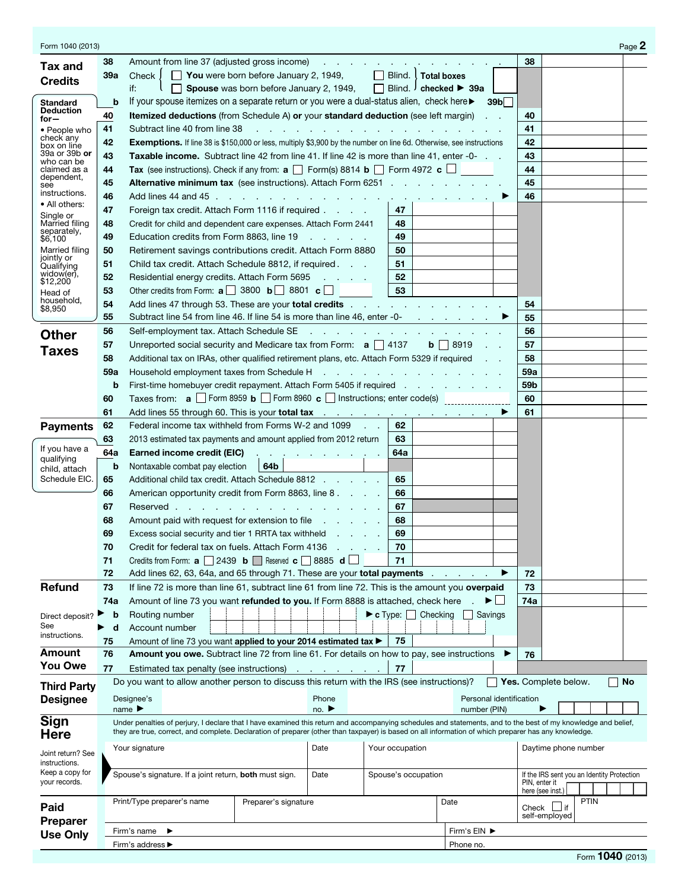Form 1040 (2013) Page **2**

## Tax and Credits

**Standard Deduction for—**

- People who check any box on line 39a or 39b **or** who can be claimed as a dependent, see instructions.
- All others:

Single or Married filing separately, $6,100

Married filing jointly or Qualifying widow(er), $12,200

Head of household, $8,950

| | | | | |
|---|---|---|---|---|
| 38 | Amount from line 37 (adjusted gross income) | | | 38 |
| 39a | Check if: ☐ **You** were born before January 2, 1949, ☐ Blind. ☐ **Spouse** was born before January 2, 1949, ☐ Blind. **Total boxes checked ▶ 39a** | | | |
| b | If your spouse itemizes on a separate return or you were a dual-status alien, check here ▶ **39b** ☐ | | | |
| 40 | **Itemized deductions** (from Schedule A) **or** your **standard deduction** (see left margin) | | | 40 |
| 41 | Subtract line 40 from line 38 | | | 41 |
| 42 | **Exemptions.** If line 38 is $150,000 or less, multiply $3,900 by the number on line 6d. Otherwise, see instructions | | | 42 |
| 43 | **Taxable income.** Subtract line 42 from line 41. If line 42 is more than line 41, enter -0- | | | 43 |
| 44 | **Tax** (see instructions). Check if any from: **a** ☐ Form(s) 8814 **b** ☐ Form 4972 **c** ☐ | | | 44 |
| 45 | **Alternative minimum tax** (see instructions). Attach Form 6251 | | | 45 |
| 46 | Add lines 44 and 45 ▶ | | | 46 |
| 47 | Foreign tax credit. Attach Form 1116 if required | 47 | | |
| 48 | Credit for child and dependent care expenses. Attach Form 2441 | 48 | | |
| 49 | Education credits from Form 8863, line 19 | 49 | | |
| 50 | Retirement savings contributions credit. Attach Form 8880 | 50 | | |
| 51 | Child tax credit. Attach Schedule 8812, if required | 51 | | |
| 52 | Residential energy credits. Attach Form 5695 | 52 | | |
| 53 | Other credits from Form: **a** ☐ 3800 **b** ☐ 8801 **c** ☐ | 53 | | |
| 54 | Add lines 47 through 53. These are your **total credits** | | | 54 |
| 55 | Subtract line 54 from line 46. If line 54 is more than line 46, enter -0- ▶ | | | 55 |

## Other Taxes

| | | | | |
|---|---|---|---|---|
| 56 | Self-employment tax. Attach Schedule SE | | | 56 |
| 57 | Unreported social security and Medicare tax from Form: **a** ☐ 4137 **b** ☐ 8919 | | | 57 |
| 58 | Additional tax on IRAs, other qualified retirement plans, etc. Attach Form 5329 if required | | | 58 |
| 59a | Household employment taxes from Schedule H | | | 59a |
| b | First-time homebuyer credit repayment. Attach Form 5405 if required | | | 59b |
| 60 | Taxes from: **a** ☐ Form 8959 **b** ☐ Form 8960 **c** ☐ Instructions; enter code(s) | | | 60 |
| 61 | Add lines 55 through 60. This is your **total tax** ▶ | | | 61 |

## Payments

If you have a qualifying child, attach Schedule EIC.

| | | | | |
|---|---|---|---|---|
| 62 | Federal income tax withheld from Forms W-2 and 1099 | 62 | | |
| 63 | 2013 estimated tax payments and amount applied from 2012 return | 63 | | |
| 64a | **Earned income credit (EIC)** | 64a | | |
| b | Nontaxable combat pay election **64b** | | | |
| 65 | Additional child tax credit. Attach Schedule 8812 | 65 | | |
| 66 | American opportunity credit from Form 8863, line 8 | 66 | | |
| 67 | Reserved | 67 | | |
| 68 | Amount paid with request for extension to file | 68 | | |
| 69 | Excess social security and tier 1 RRTA tax withheld | 69 | | |
| 70 | Credit for federal tax on fuels. Attach Form 4136 | 70 | | |
| 71 | Credits from Form: **a** ☐ 2439 **b** ☐ Reserved **c** ☐ 8885 **d** ☐ | 71 | | |
| 72 | Add lines 62, 63, 64a, and 65 through 71. These are your **total payments** ▶ | | | 72 |

## Refund

Direct deposit? See instructions.

| | | | | |
|---|---|---|---|---|
| 73 | If line 72 is more than line 61, subtract line 61 from line 72. This is the amount you **overpaid** | | | 73 |
| 74a | Amount of line 73 you want **refunded to you.** If Form 8888 is attached, check here ▶ ☐ | | | 74a |
| ▶ b | Routing number ▶ **c** Type: ☐ Checking ☐ Savings | | | |
| ▶ d | Account number | | | |
| 75 | Amount of line 73 you want **applied to your 2014 estimated tax** ▶ | 75 | | |

## Amount You Owe

| | | | | |
|---|---|---|---|---|
| 76 | **Amount you owe.** Subtract line 72 from line 61. For details on how to pay, see instructions ▶ | | | 76 |
| 77 | Estimated tax penalty (see instructions) | 77 | | |

## Third Party Designee

Do you want to allow another person to discuss this return with the IRS (see instructions)? ☐ **Yes.** Complete below. ☐ **No**

Designee's name ▶ Phone no. ▶ Personal identification number (PIN) ▶

## Sign Here

Joint return? See instructions. Keep a copy for your records.

Under penalties of perjury, I declare that I have examined this return and accompanying schedules and statements, and to the best of my knowledge and belief, they are true, correct, and complete. Declaration of preparer (other than taxpayer) is based on all information of which preparer has any knowledge.

| Your signature | Date | Your occupation | Daytime phone number |
|---|---|---|---|
| Spouse's signature. If a joint return, **both** must sign. | Date | Spouse's occupation | If the IRS sent you an Identity Protection PIN, enter it here (see inst.) |

## Paid Preparer Use Only

| Print/Type preparer's name | Preparer's signature | Date | Check ☐ if self-employed | PTIN |
|---|---|---|---|---|
| Firm's name ▶ | | Firm's EIN ▶ | | |
| Firm's address ▶ | | Phone no. | | |

Form **1040** (2013)